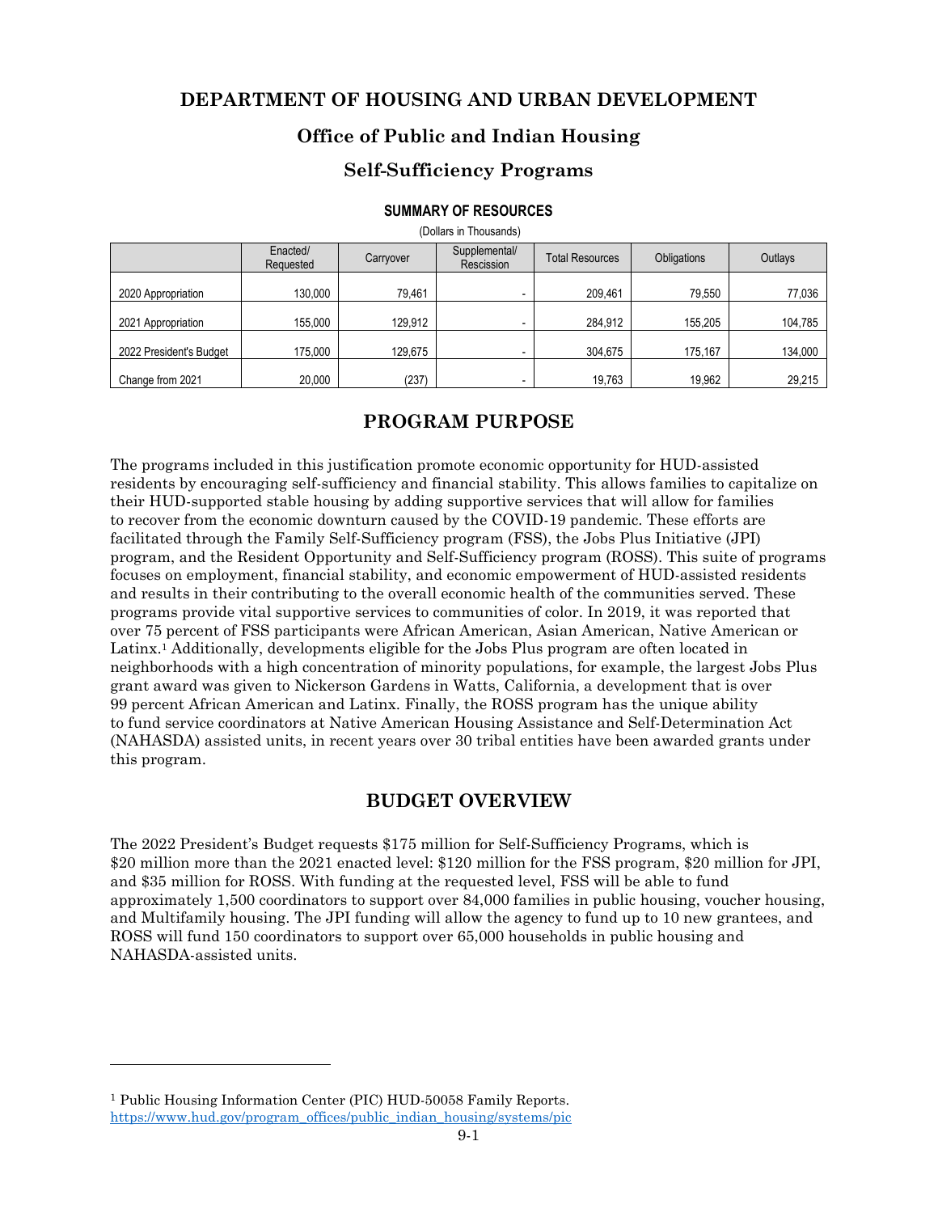# DEPARTMENT OF HOUSING AND URBAN DEVELOPMENT

## Office of Public and Indian Housing

## Self-Sufficiency Programs

**SUMMARY OF RESOURCES**

(Dollars in Thousands)

| | Enacted/ Requested | Carryover | Supplemental/ Rescission | Total Resources | Obligations | Outlays |
|---|---|---|---|---|---|---|
| 2020 Appropriation | 130,000 | 79,461 | - | 209,461 | 79,550 | 77,036 |
| 2021 Appropriation | 155,000 | 129,912 | - | 284,912 | 155,205 | 104,785 |
| 2022 President's Budget | 175,000 | 129,675 | - | 304,675 | 175,167 | 134,000 |
| Change from 2021 | 20,000 | (237) | - | 19,763 | 19,962 | 29,215 |

## PROGRAM PURPOSE

The programs included in this justification promote economic opportunity for HUD-assisted residents by encouraging self-sufficiency and financial stability. This allows families to capitalize on their HUD-supported stable housing by adding supportive services that will allow for families to recover from the economic downturn caused by the COVID-19 pandemic. These efforts are facilitated through the Family Self-Sufficiency program (FSS), the Jobs Plus Initiative (JPI) program, and the Resident Opportunity and Self-Sufficiency program (ROSS). This suite of programs focuses on employment, financial stability, and economic empowerment of HUD-assisted residents and results in their contributing to the overall economic health of the communities served. These programs provide vital supportive services to communities of color. In 2019, it was reported that over 75 percent of FSS participants were African American, Asian American, Native American or Latinx.[1] Additionally, developments eligible for the Jobs Plus program are often located in neighborhoods with a high concentration of minority populations, for example, the largest Jobs Plus grant award was given to Nickerson Gardens in Watts, California, a development that is over 99 percent African American and Latinx. Finally, the ROSS program has the unique ability to fund service coordinators at Native American Housing Assistance and Self-Determination Act (NAHASDA) assisted units, in recent years over 30 tribal entities have been awarded grants under this program.

## BUDGET OVERVIEW

The 2022 President's Budget requests $175 million for Self-Sufficiency Programs, which is $20 million more than the 2021 enacted level: $120 million for the FSS program, $20 million for JPI, and $35 million for ROSS. With funding at the requested level, FSS will be able to fund approximately 1,500 coordinators to support over 84,000 families in public housing, voucher housing, and Multifamily housing. The JPI funding will allow the agency to fund up to 10 new grantees, and ROSS will fund 150 coordinators to support over 65,000 households in public housing and NAHASDA-assisted units.

---

[1] Public Housing Information Center (PIC) HUD-50058 Family Reports. https://www.hud.gov/program_offices/public_indian_housing/systems/pic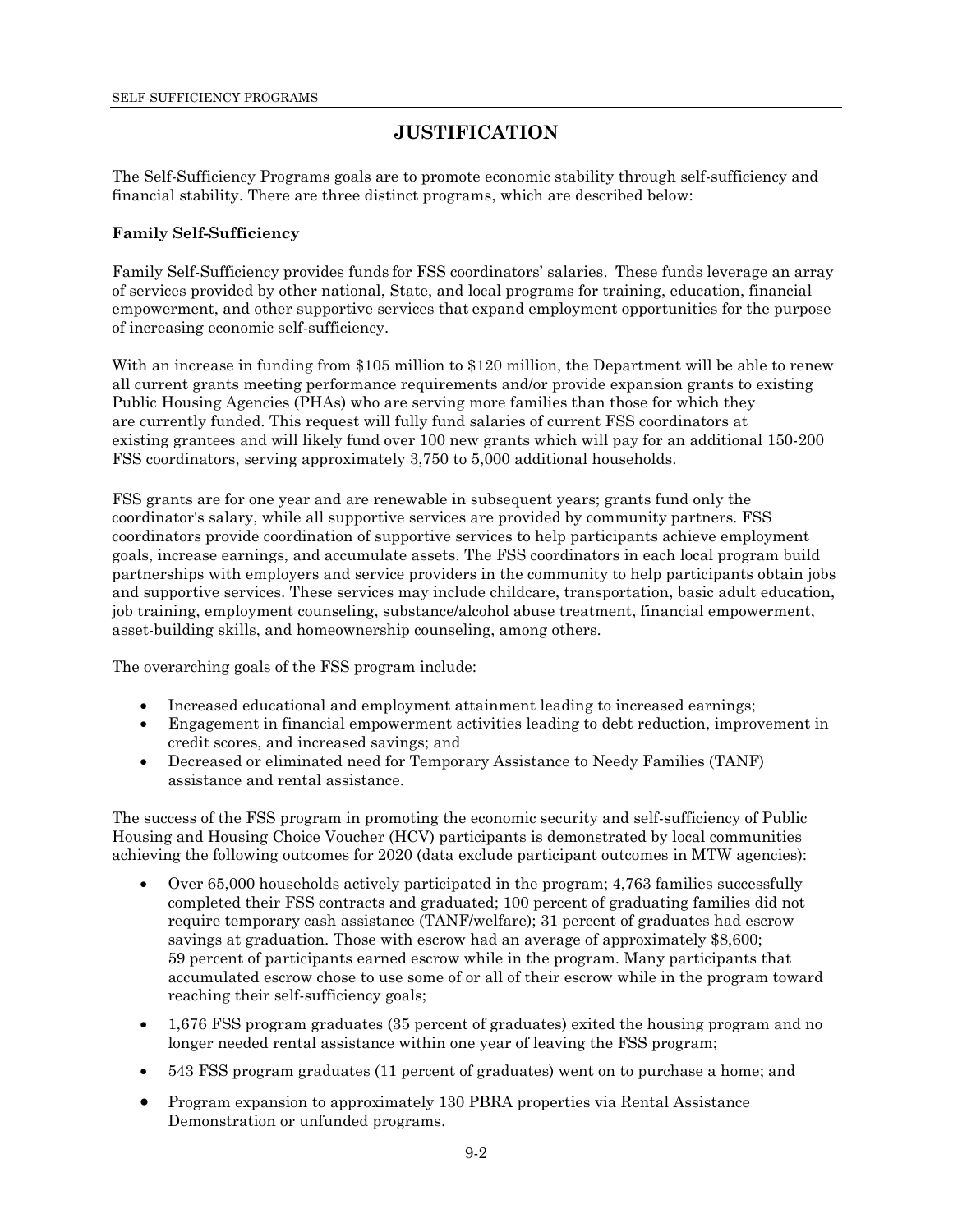## JUSTIFICATION

The Self-Sufficiency Programs goals are to promote economic stability through self-sufficiency and financial stability. There are three distinct programs, which are described below:

**Family Self-Sufficiency**

Family Self-Sufficiency provides funds for FSS coordinators' salaries. These funds leverage an array of services provided by other national, State, and local programs for training, education, financial empowerment, and other supportive services that expand employment opportunities for the purpose of increasing economic self-sufficiency.

With an increase in funding from $105 million to $120 million, the Department will be able to renew all current grants meeting performance requirements and/or provide expansion grants to existing Public Housing Agencies (PHAs) who are serving more families than those for which they are currently funded. This request will fully fund salaries of current FSS coordinators at existing grantees and will likely fund over 100 new grants which will pay for an additional 150-200 FSS coordinators, serving approximately 3,750 to 5,000 additional households.

FSS grants are for one year and are renewable in subsequent years; grants fund only the coordinator's salary, while all supportive services are provided by community partners. FSS coordinators provide coordination of supportive services to help participants achieve employment goals, increase earnings, and accumulate assets. The FSS coordinators in each local program build partnerships with employers and service providers in the community to help participants obtain jobs and supportive services. These services may include childcare, transportation, basic adult education, job training, employment counseling, substance/alcohol abuse treatment, financial empowerment, asset-building skills, and homeownership counseling, among others.

The overarching goals of the FSS program include:

- Increased educational and employment attainment leading to increased earnings;
- Engagement in financial empowerment activities leading to debt reduction, improvement in credit scores, and increased savings; and
- Decreased or eliminated need for Temporary Assistance to Needy Families (TANF) assistance and rental assistance.

The success of the FSS program in promoting the economic security and self-sufficiency of Public Housing and Housing Choice Voucher (HCV) participants is demonstrated by local communities achieving the following outcomes for 2020 (data exclude participant outcomes in MTW agencies):

- Over 65,000 households actively participated in the program; 4,763 families successfully completed their FSS contracts and graduated; 100 percent of graduating families did not require temporary cash assistance (TANF/welfare); 31 percent of graduates had escrow savings at graduation. Those with escrow had an average of approximately $8,600; 59 percent of participants earned escrow while in the program. Many participants that accumulated escrow chose to use some of or all of their escrow while in the program toward reaching their self-sufficiency goals;
- 1,676 FSS program graduates (35 percent of graduates) exited the housing program and no longer needed rental assistance within one year of leaving the FSS program;
- 543 FSS program graduates (11 percent of graduates) went on to purchase a home; and
- Program expansion to approximately 130 PBRA properties via Rental Assistance Demonstration or unfunded programs.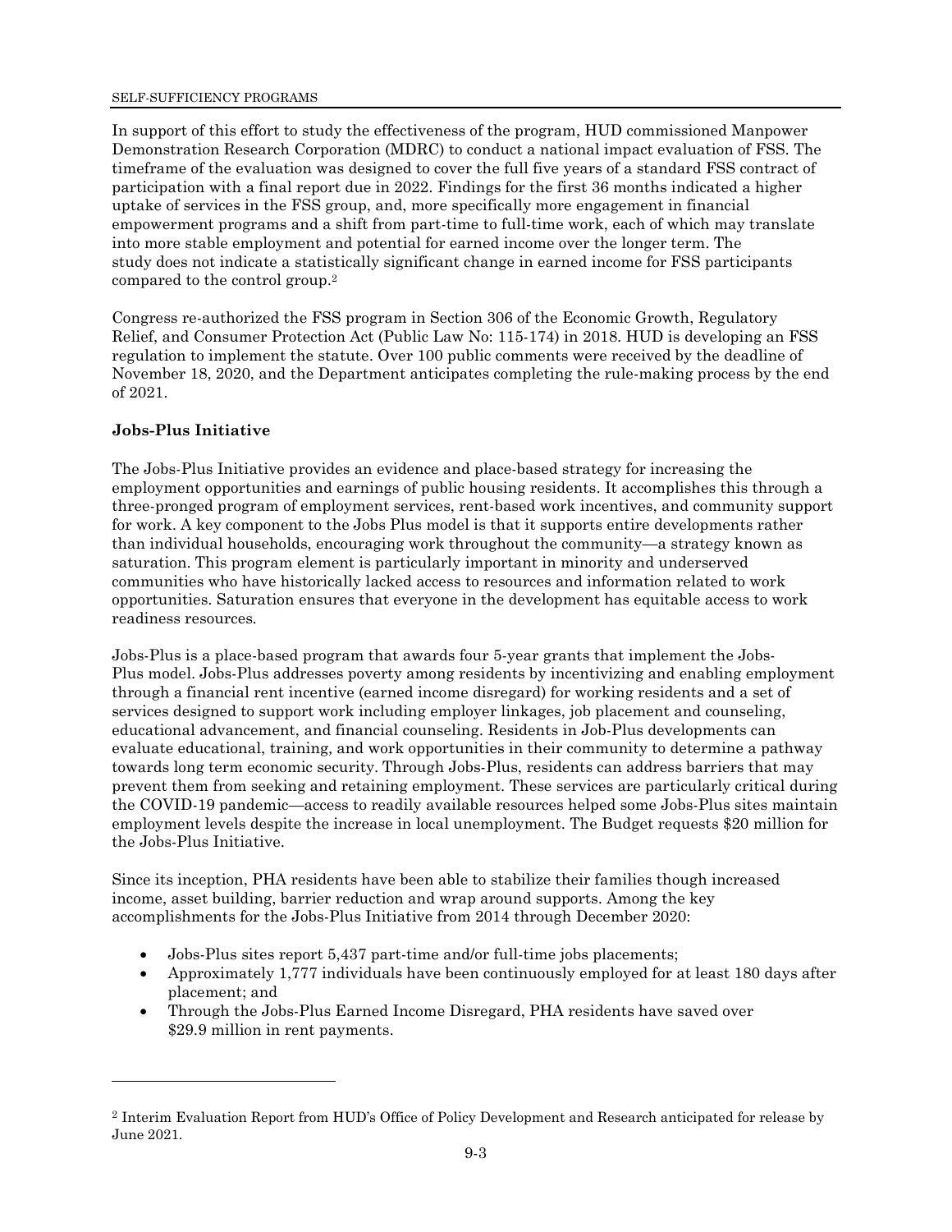In support of this effort to study the effectiveness of the program, HUD commissioned Manpower Demonstration Research Corporation (MDRC) to conduct a national impact evaluation of FSS. The timeframe of the evaluation was designed to cover the full five years of a standard FSS contract of participation with a final report due in 2022. Findings for the first 36 months indicated a higher uptake of services in the FSS group, and, more specifically more engagement in financial empowerment programs and a shift from part-time to full-time work, each of which may translate into more stable employment and potential for earned income over the longer term. The study does not indicate a statistically significant change in earned income for FSS participants compared to the control group.[2]

Congress re-authorized the FSS program in Section 306 of the Economic Growth, Regulatory Relief, and Consumer Protection Act (Public Law No: 115-174) in 2018. HUD is developing an FSS regulation to implement the statute. Over 100 public comments were received by the deadline of November 18, 2020, and the Department anticipates completing the rule-making process by the end of 2021.

**Jobs-Plus Initiative**

The Jobs-Plus Initiative provides an evidence and place-based strategy for increasing the employment opportunities and earnings of public housing residents. It accomplishes this through a three-pronged program of employment services, rent-based work incentives, and community support for work. A key component to the Jobs Plus model is that it supports entire developments rather than individual households, encouraging work throughout the community—a strategy known as saturation. This program element is particularly important in minority and underserved communities who have historically lacked access to resources and information related to work opportunities. Saturation ensures that everyone in the development has equitable access to work readiness resources.

Jobs-Plus is a place-based program that awards four 5-year grants that implement the Jobs-Plus model. Jobs-Plus addresses poverty among residents by incentivizing and enabling employment through a financial rent incentive (earned income disregard) for working residents and a set of services designed to support work including employer linkages, job placement and counseling, educational advancement, and financial counseling. Residents in Job-Plus developments can evaluate educational, training, and work opportunities in their community to determine a pathway towards long term economic security. Through Jobs-Plus, residents can address barriers that may prevent them from seeking and retaining employment. These services are particularly critical during the COVID-19 pandemic—access to readily available resources helped some Jobs-Plus sites maintain employment levels despite the increase in local unemployment. The Budget requests $20 million for the Jobs-Plus Initiative.

Since its inception, PHA residents have been able to stabilize their families though increased income, asset building, barrier reduction and wrap around supports. Among the key accomplishments for the Jobs-Plus Initiative from 2014 through December 2020:

- Jobs-Plus sites report 5,437 part-time and/or full-time jobs placements;
- Approximately 1,777 individuals have been continuously employed for at least 180 days after placement; and
- Through the Jobs-Plus Earned Income Disregard, PHA residents have saved over $29.9 million in rent payments.

---

[2] Interim Evaluation Report from HUD's Office of Policy Development and Research anticipated for release by June 2021.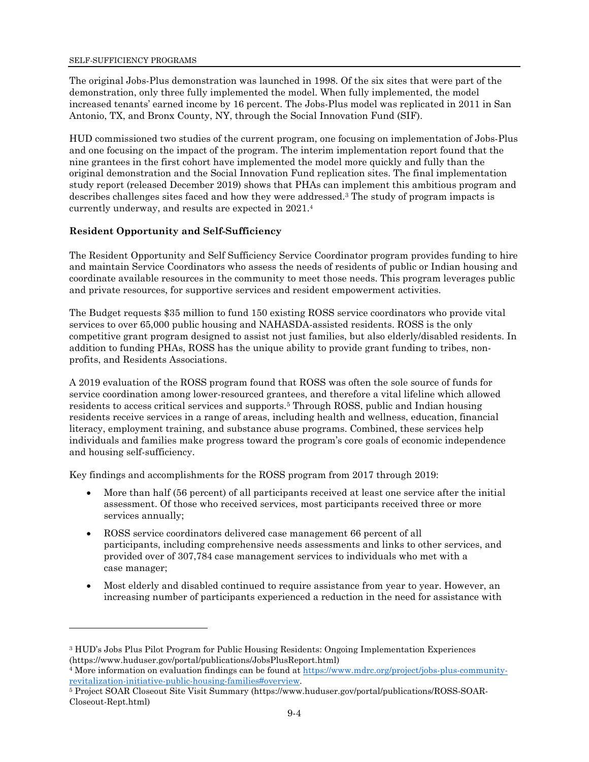The original Jobs-Plus demonstration was launched in 1998. Of the six sites that were part of the demonstration, only three fully implemented the model. When fully implemented, the model increased tenants' earned income by 16 percent. The Jobs-Plus model was replicated in 2011 in San Antonio, TX, and Bronx County, NY, through the Social Innovation Fund (SIF).

HUD commissioned two studies of the current program, one focusing on implementation of Jobs-Plus and one focusing on the impact of the program. The interim implementation report found that the nine grantees in the first cohort have implemented the model more quickly and fully than the original demonstration and the Social Innovation Fund replication sites. The final implementation study report (released December 2019) shows that PHAs can implement this ambitious program and describes challenges sites faced and how they were addressed.[3] The study of program impacts is currently underway, and results are expected in 2021.[4]

### Resident Opportunity and Self-Sufficiency

The Resident Opportunity and Self Sufficiency Service Coordinator program provides funding to hire and maintain Service Coordinators who assess the needs of residents of public or Indian housing and coordinate available resources in the community to meet those needs. This program leverages public and private resources, for supportive services and resident empowerment activities.

The Budget requests $35 million to fund 150 existing ROSS service coordinators who provide vital services to over 65,000 public housing and NAHASDA-assisted residents. ROSS is the only competitive grant program designed to assist not just families, but also elderly/disabled residents. In addition to funding PHAs, ROSS has the unique ability to provide grant funding to tribes, non-profits, and Residents Associations.

A 2019 evaluation of the ROSS program found that ROSS was often the sole source of funds for service coordination among lower-resourced grantees, and therefore a vital lifeline which allowed residents to access critical services and supports.[5] Through ROSS, public and Indian housing residents receive services in a range of areas, including health and wellness, education, financial literacy, employment training, and substance abuse programs. Combined, these services help individuals and families make progress toward the program's core goals of economic independence and housing self-sufficiency.

Key findings and accomplishments for the ROSS program from 2017 through 2019:

- More than half (56 percent) of all participants received at least one service after the initial assessment. Of those who received services, most participants received three or more services annually;
- ROSS service coordinators delivered case management 66 percent of all participants, including comprehensive needs assessments and links to other services, and provided over of 307,784 case management services to individuals who met with a case manager;
- Most elderly and disabled continued to require assistance from year to year. However, an increasing number of participants experienced a reduction in the need for assistance with

---

[3] HUD's Jobs Plus Pilot Program for Public Housing Residents: Ongoing Implementation Experiences (https://www.huduser.gov/portal/publications/JobsPlusReport.html)

[4] More information on evaluation findings can be found at https://www.mdrc.org/project/jobs-plus-community-revitalization-initiative-public-housing-families#overview.

[5] Project SOAR Closeout Site Visit Summary (https://www.huduser.gov/portal/publications/ROSS-SOAR-Closeout-Rept.html)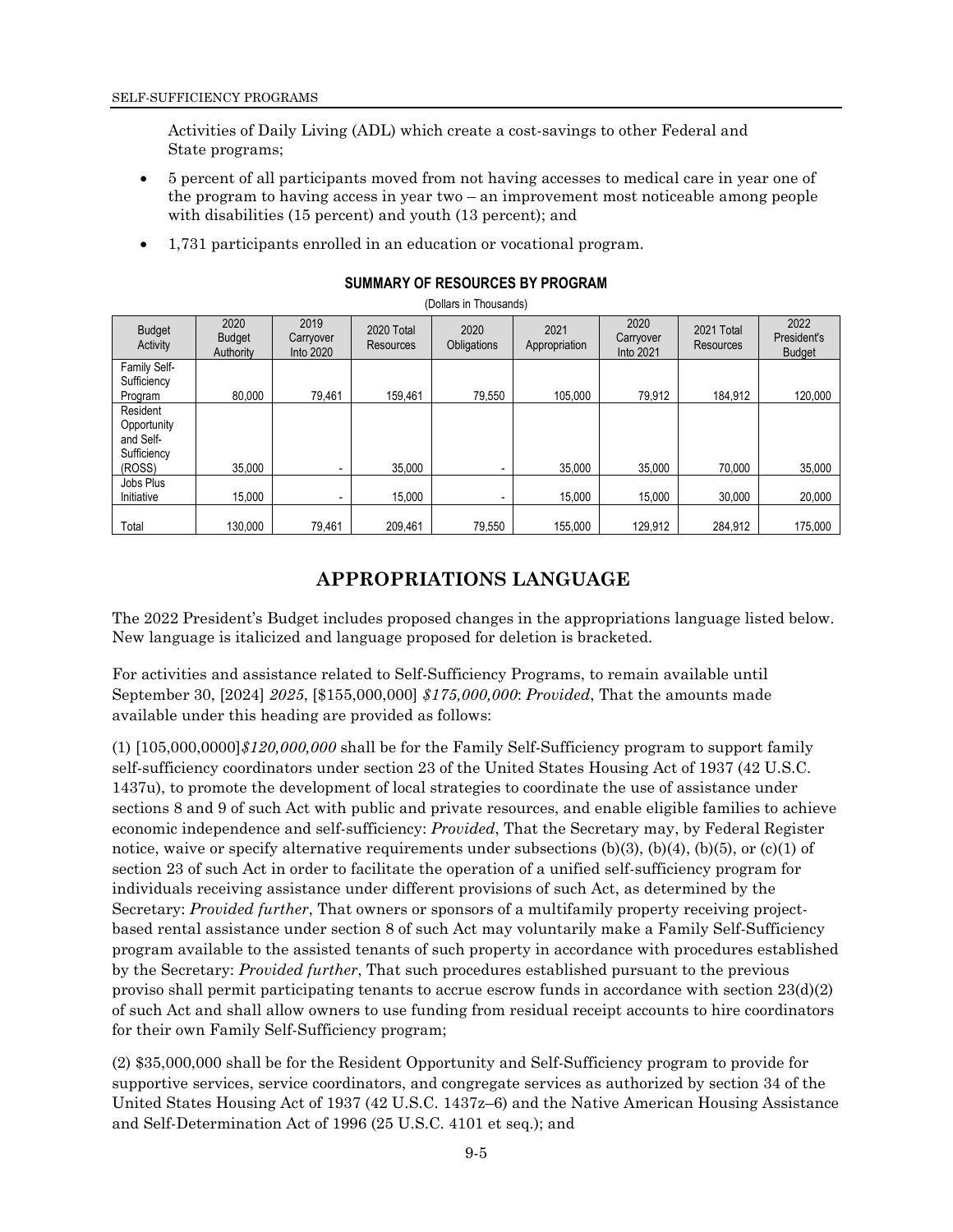Activities of Daily Living (ADL) which create a cost-savings to other Federal and State programs;

- 5 percent of all participants moved from not having accesses to medical care in year one of the program to having access in year two – an improvement most noticeable among people with disabilities (15 percent) and youth (13 percent); and
- 1,731 participants enrolled in an education or vocational program.

**SUMMARY OF RESOURCES BY PROGRAM**

(Dollars in Thousands)

| Budget Activity | 2020 Budget Authority | 2019 Carryover Into 2020 | 2020 Total Resources | 2020 Obligations | 2021 Appropriation | 2020 Carryover Into 2021 | 2021 Total Resources | 2022 President's Budget |
|---|---|---|---|---|---|---|---|---|
| Family Self-Sufficiency Program | 80,000 | 79,461 | 159,461 | 79,550 | 105,000 | 79,912 | 184,912 | 120,000 |
| Resident Opportunity and Self-Sufficiency (ROSS) | 35,000 | - | 35,000 | - | 35,000 | 35,000 | 70,000 | 35,000 |
| Jobs Plus Initiative | 15,000 | - | 15,000 | - | 15,000 | 15,000 | 30,000 | 20,000 |
| Total | 130,000 | 79,461 | 209,461 | 79,550 | 155,000 | 129,912 | 284,912 | 175,000 |

## APPROPRIATIONS LANGUAGE

The 2022 President's Budget includes proposed changes in the appropriations language listed below. New language is italicized and language proposed for deletion is bracketed.

For activities and assistance related to Self-Sufficiency Programs, to remain available until September 30, [2024] *2025*, [$155,000,000] *$175,000,000*: *Provided*, That the amounts made available under this heading are provided as follows:

(1) [105,000,0000]*$120,000,000* shall be for the Family Self-Sufficiency program to support family self-sufficiency coordinators under section 23 of the United States Housing Act of 1937 (42 U.S.C. 1437u), to promote the development of local strategies to coordinate the use of assistance under sections 8 and 9 of such Act with public and private resources, and enable eligible families to achieve economic independence and self-sufficiency: *Provided*, That the Secretary may, by Federal Register notice, waive or specify alternative requirements under subsections (b)(3), (b)(4), (b)(5), or (c)(1) of section 23 of such Act in order to facilitate the operation of a unified self-sufficiency program for individuals receiving assistance under different provisions of such Act, as determined by the Secretary: *Provided further*, That owners or sponsors of a multifamily property receiving project-based rental assistance under section 8 of such Act may voluntarily make a Family Self-Sufficiency program available to the assisted tenants of such property in accordance with procedures established by the Secretary: *Provided further*, That such procedures established pursuant to the previous proviso shall permit participating tenants to accrue escrow funds in accordance with section 23(d)(2) of such Act and shall allow owners to use funding from residual receipt accounts to hire coordinators for their own Family Self-Sufficiency program;

(2) $35,000,000 shall be for the Resident Opportunity and Self-Sufficiency program to provide for supportive services, service coordinators, and congregate services as authorized by section 34 of the United States Housing Act of 1937 (42 U.S.C. 1437z–6) and the Native American Housing Assistance and Self-Determination Act of 1996 (25 U.S.C. 4101 et seq.); and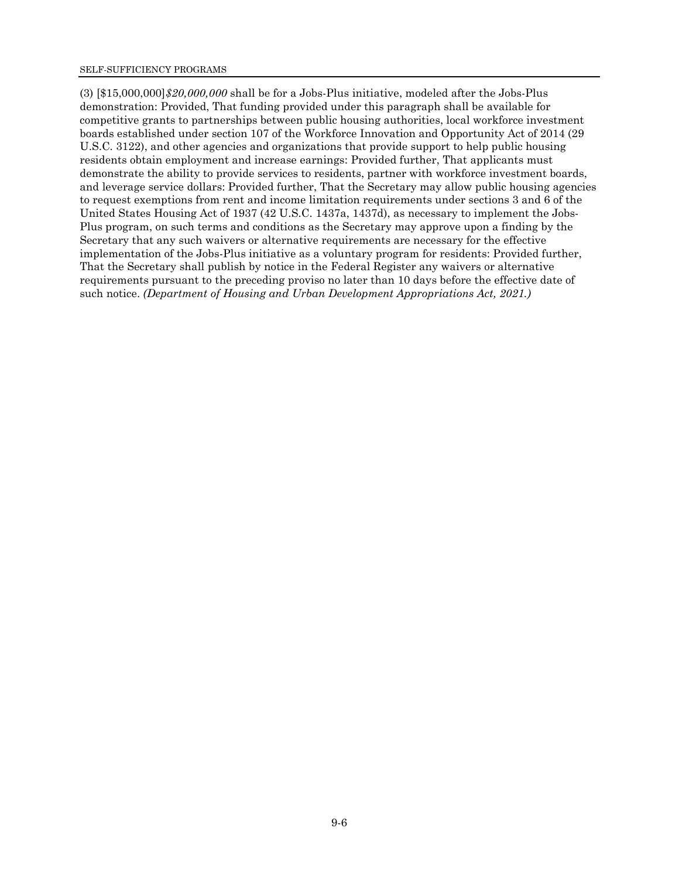(3) [$15,000,000]*$20,000,000* shall be for a Jobs-Plus initiative, modeled after the Jobs-Plus demonstration: Provided, That funding provided under this paragraph shall be available for competitive grants to partnerships between public housing authorities, local workforce investment boards established under section 107 of the Workforce Innovation and Opportunity Act of 2014 (29 U.S.C. 3122), and other agencies and organizations that provide support to help public housing residents obtain employment and increase earnings: Provided further, That applicants must demonstrate the ability to provide services to residents, partner with workforce investment boards, and leverage service dollars: Provided further, That the Secretary may allow public housing agencies to request exemptions from rent and income limitation requirements under sections 3 and 6 of the United States Housing Act of 1937 (42 U.S.C. 1437a, 1437d), as necessary to implement the Jobs-Plus program, on such terms and conditions as the Secretary may approve upon a finding by the Secretary that any such waivers or alternative requirements are necessary for the effective implementation of the Jobs-Plus initiative as a voluntary program for residents: Provided further, That the Secretary shall publish by notice in the Federal Register any waivers or alternative requirements pursuant to the preceding proviso no later than 10 days before the effective date of such notice. *(Department of Housing and Urban Development Appropriations Act, 2021.)*